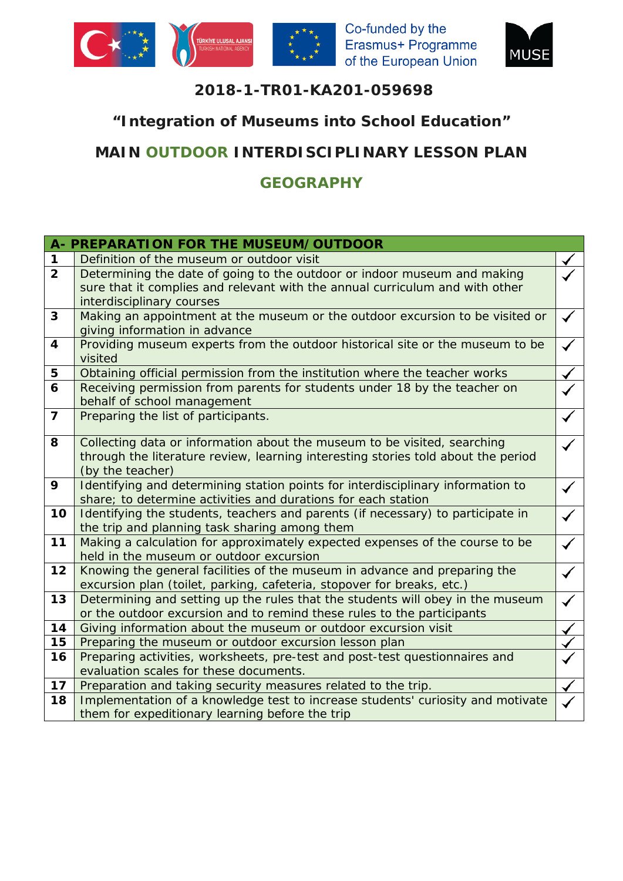Co-funded by the Erasmus+ Programme of the European Union

**2018-1-TR01-KA201-059698**

## "Integration of Museums into School Education"

## MAIN OUTDOOR INTERDISCIPLINARY LESSON PLAN

## GEOGRAPHY

| **A- PREPARATION FOR THE MUSEUM/OUTDOOR** | | |
|---|---|---|
| **1** | Definition of the museum or outdoor visit | ✓ |
| **2** | Determining the date of going to the outdoor or indoor museum and making sure that it complies and relevant with the annual curriculum and with other interdisciplinary courses | ✓ |
| **3** | Making an appointment at the museum or the outdoor excursion to be visited or giving information in advance | ✓ |
| **4** | Providing museum experts from the outdoor historical site or the museum to be visited | ✓ |
| **5** | Obtaining official permission from the institution where the teacher works | ✓ |
| **6** | Receiving permission from parents for students under 18 by the teacher on behalf of school management | ✓ |
| **7** | Preparing the list of participants. | ✓ |
| **8** | Collecting data or information about the museum to be visited, searching through the literature review, learning interesting stories told about the period (by the teacher) | ✓ |
| **9** | Identifying and determining station points for interdisciplinary information to share; to determine activities and durations for each station | ✓ |
| **10** | Identifying the students, teachers and parents (if necessary) to participate in the trip and planning task sharing among them | ✓ |
| **11** | Making a calculation for approximately expected expenses of the course to be held in the museum or outdoor excursion | ✓ |
| **12** | Knowing the general facilities of the museum in advance and preparing the excursion plan (toilet, parking, cafeteria, stopover for breaks, etc.) | ✓ |
| **13** | Determining and setting up the rules that the students will obey in the museum or the outdoor excursion and to remind these rules to the participants | ✓ |
| **14** | Giving information about the museum or outdoor excursion visit | ✓ |
| **15** | Preparing the museum or outdoor excursion lesson plan | ✓ |
| **16** | Preparing activities, worksheets, pre-test and post-test questionnaires and evaluation scales for these documents. | ✓ |
| **17** | Preparation and taking security measures related to the trip. | ✓ |
| **18** | Implementation of a knowledge test to increase students' curiosity and motivate them for expeditionary learning before the trip | ✓ |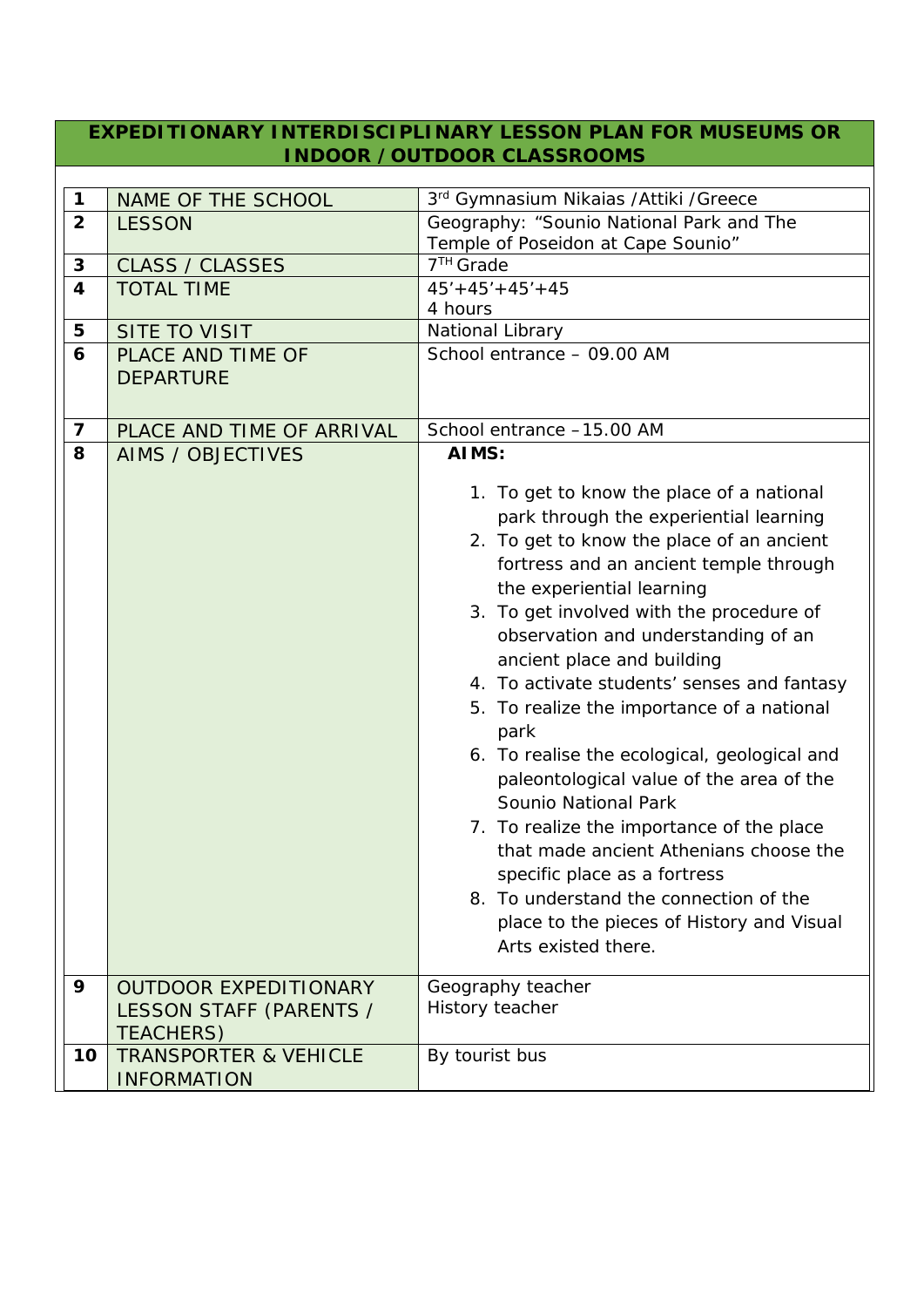## EXPEDITIONARY INTERDISCIPLINARY LESSON PLAN FOR MUSEUMS OR INDOOR / OUTDOOR CLASSROOMS

| | | |
|---|---|---|
| **1** | NAME OF THE SCHOOL | 3rd Gymnasium Nikaias /Attiki /Greece |
| **2** | LESSON | Geography: “Sounio National Park and The Temple of Poseidon at Cape Sounio” |
| **3** | CLASS / CLASSES | 7TH Grade |
| **4** | TOTAL TIME | 45’+45’+45’+45<br>4 hours |
| **5** | SITE TO VISIT | National Library |
| **6** | PLACE AND TIME OF DEPARTURE | School entrance – 09.00 AM |
| **7** | PLACE AND TIME OF ARRIVAL | School entrance –15.00 AM |
| **8** | AIMS / OBJECTIVES | **AIMS:**<br>1. To get to know the place of a national park through the experiential learning<br>2. To get to know the place of an ancient fortress and an ancient temple through the experiential learning<br>3. To get involved with the procedure of observation and understanding of an ancient place and building<br>4. To activate students’ senses and fantasy<br>5. To realize the importance of a national park<br>6. To realise the ecological, geological and paleontological value of the area of the Sounio National Park<br>7. To realize the importance of the place that made ancient Athenians choose the specific place as a fortress<br>8. To understand the connection of the place to the pieces of History and Visual Arts existed there. |
| **9** | OUTDOOR EXPEDITIONARY LESSON STAFF (PARENTS / TEACHERS) | Geography teacher<br>History teacher |
| **10** | TRANSPORTER & VEHICLE INFORMATION | By tourist bus |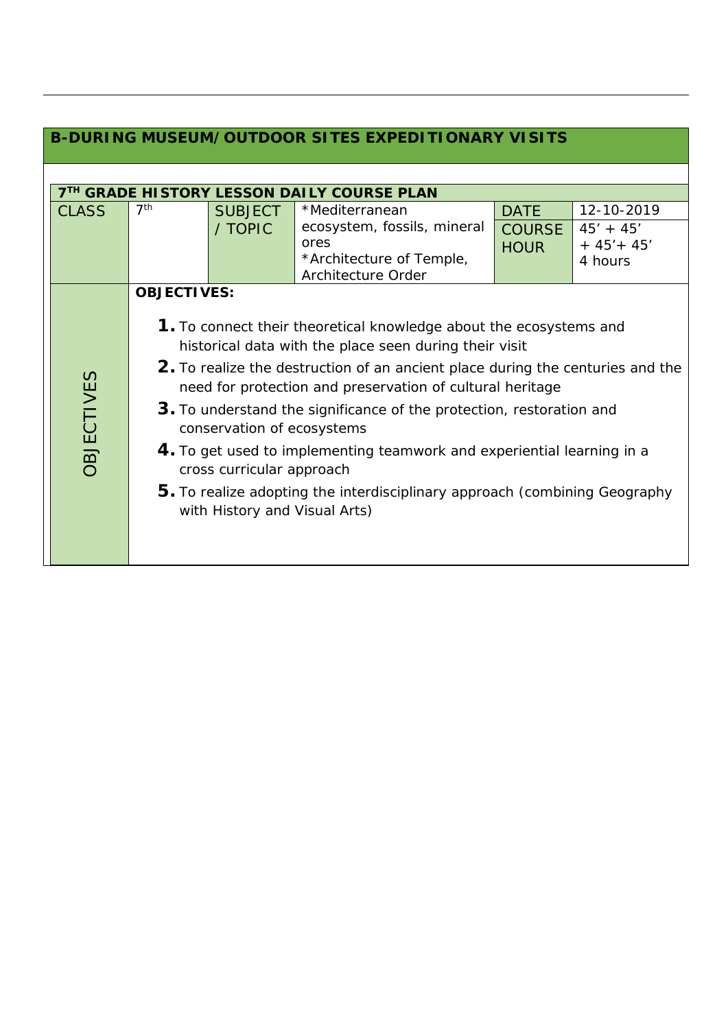## B-DURING MUSEUM/OUTDOOR SITES EXPEDITIONARY VISITS

| 7TH GRADE HISTORY LESSON DAILY COURSE PLAN | | | | | |
|---|---|---|---|---|---|
| CLASS | 7th | SUBJECT / TOPIC | *Mediterranean ecosystem, fossils, mineral ores<br>*Architecture of Temple, Architecture Order | DATE<br>COURSE HOUR | 12-10-2019<br>45' + 45' + 45'+ 45'<br>4 hours |
| OBJECTIVES | **OBJECTIVES:**<br>**1.** To connect their theoretical knowledge about the ecosystems and historical data with the place seen during their visit<br>**2.** To realize the destruction of an ancient place during the centuries and the need for protection and preservation of cultural heritage<br>**3.** To understand the significance of the protection, restoration and conservation of ecosystems<br>**4.** To get used to implementing teamwork and experiential learning in a cross curricular approach<br>**5.** To realize adopting the interdisciplinary approach (combining Geography with History and Visual Arts) | | | | |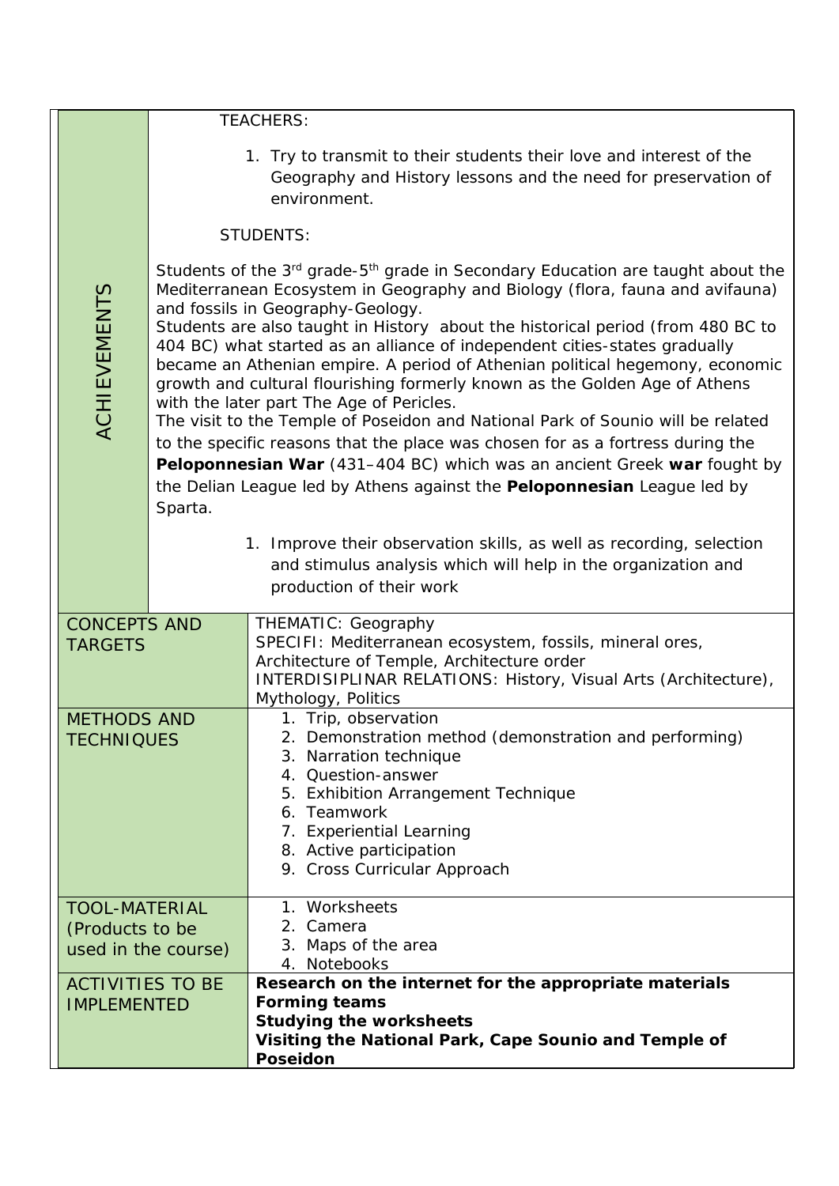| ACHIEVEMENTS | TEACHERS:<br><br>1. Try to transmit to their students their love and interest of the Geography and History lessons and the need for preservation of environment.<br><br>STUDENTS:<br><br>Students of the 3rd grade-5th grade in Secondary Education are taught about the Mediterranean Ecosystem in Geography and Biology (flora, fauna and avifauna) and fossils in Geography-Geology.<br>Students are also taught in History about the historical period (from 480 BC to 404 BC) what started as an alliance of independent cities-states gradually became an Athenian empire. A period of Athenian political hegemony, economic growth and cultural flourishing formerly known as the Golden Age of Athens with the later part The Age of Pericles.<br>The visit to the Temple of Poseidon and National Park of Sounio will be related to the specific reasons that the place was chosen for as a fortress during the **Peloponnesian War** (431–404 BC) which was an ancient Greek **war** fought by the Delian League led by Athens against the **Peloponnesian** League led by Sparta.<br><br>1. Improve their observation skills, as well as recording, selection and stimulus analysis which will help in the organization and production of their work |
|---|---|
| CONCEPTS AND TARGETS | THEMATIC: Geography<br>SPECIFI: Mediterranean ecosystem, fossils, mineral ores, Architecture of Temple, Architecture order<br>INTERDISIPLINAR RELATIONS: History, Visual Arts (Architecture), Mythology, Politics |
| METHODS AND TECHNIQUES | 1. Trip, observation<br>2. Demonstration method (demonstration and performing)<br>3. Narration technique<br>4. Question-answer<br>5. Exhibition Arrangement Technique<br>6. Teamwork<br>7. Experiential Learning<br>8. Active participation<br>9. Cross Curricular Approach |
| TOOL-MATERIAL (Products to be used in the course) | 1. Worksheets<br>2. Camera<br>3. Maps of the area<br>4. Notebooks |
| ACTIVITIES TO BE IMPLEMENTED | **Research on the internet for the appropriate materials**<br>**Forming teams**<br>**Studying the worksheets**<br>**Visiting the National Park, Cape Sounio and Temple of Poseidon** |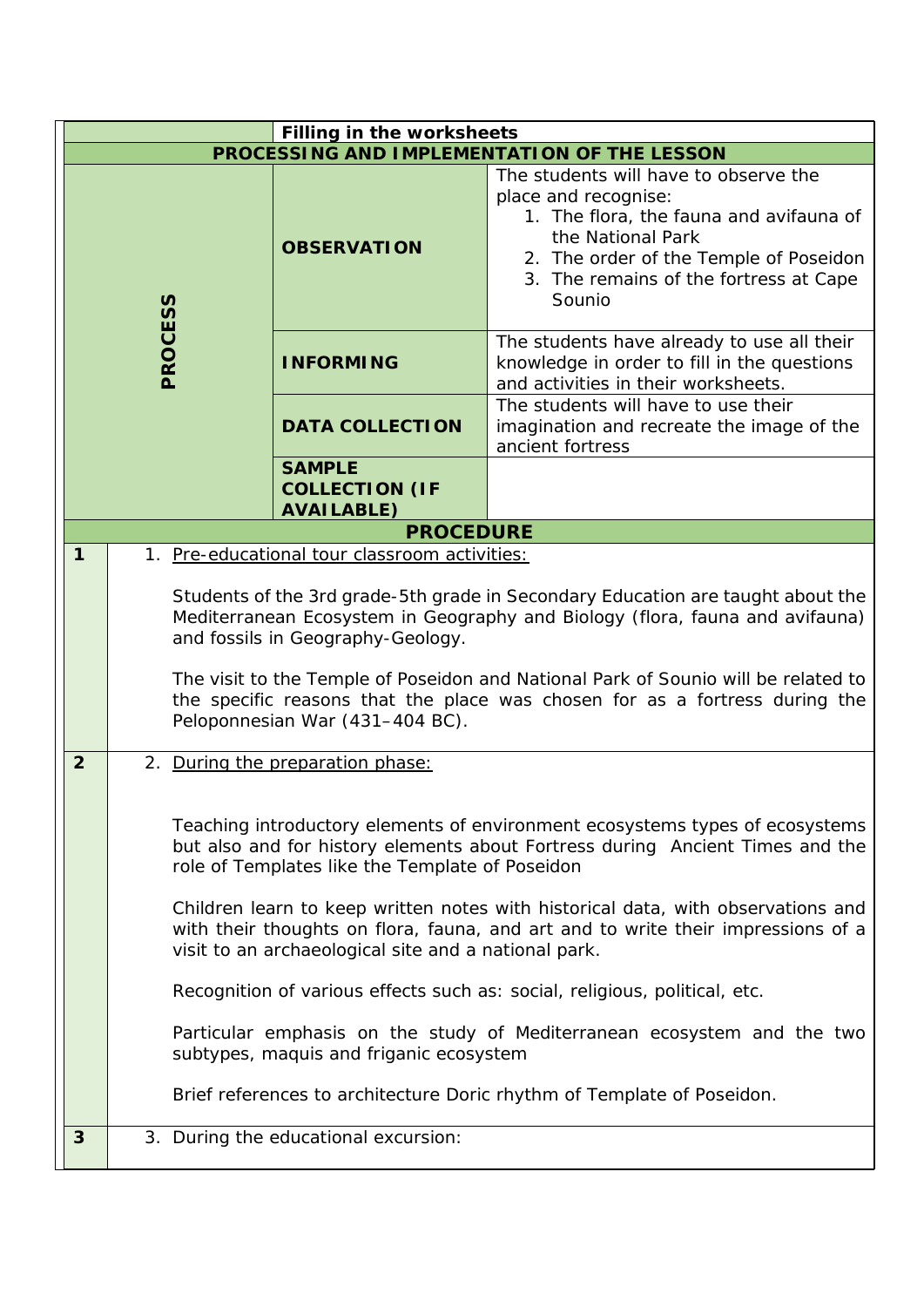| | Filling in the worksheets | |
|---|---|---|
| **PROCESSING AND IMPLEMENTATION OF THE LESSON** | | |
| **PROCESS** | **OBSERVATION** | The students will have to observe the place and recognise:<br>1. The flora, the fauna and avifauna of the National Park<br>2. The order of the Temple of Poseidon<br>3. The remains of the fortress at Cape Sounio |
| | **INFORMING** | The students have already to use all their knowledge in order to fill in the questions and activities in their worksheets. |
| | **DATA COLLECTION** | The students will have to use their imagination and recreate the image of the ancient fortress |
| | **SAMPLE COLLECTION (IF AVAILABLE)** | |

| **PROCEDURE** | |
|---|---|
| **1** | 1. <u>Pre-educational tour classroom activities:</u><br><br>Students of the 3rd grade-5th grade in Secondary Education are taught about the Mediterranean Ecosystem in Geography and Biology (flora, fauna and avifauna) and fossils in Geography-Geology.<br><br>The visit to the Temple of Poseidon and National Park of Sounio will be related to the specific reasons that the place was chosen for as a fortress during the Peloponnesian War (431–404 BC). |
| **2** | 2. <u>During the preparation phase:</u><br><br>Teaching introductory elements of environment ecosystems types of ecosystems but also and for history elements about Fortress during Ancient Times and the role of Templates like the Template of Poseidon<br><br>Children learn to keep written notes with historical data, with observations and with their thoughts on flora, fauna, and art and to write their impressions of a visit to an archaeological site and a national park.<br><br>Recognition of various effects such as: social, religious, political, etc.<br><br>Particular emphasis on the study of Mediterranean ecosystem and the two subtypes, maquis and friganic ecosystem<br><br>Brief references to architecture Doric rhythm of Template of Poseidon. |
| **3** | 3. During the educational excursion: |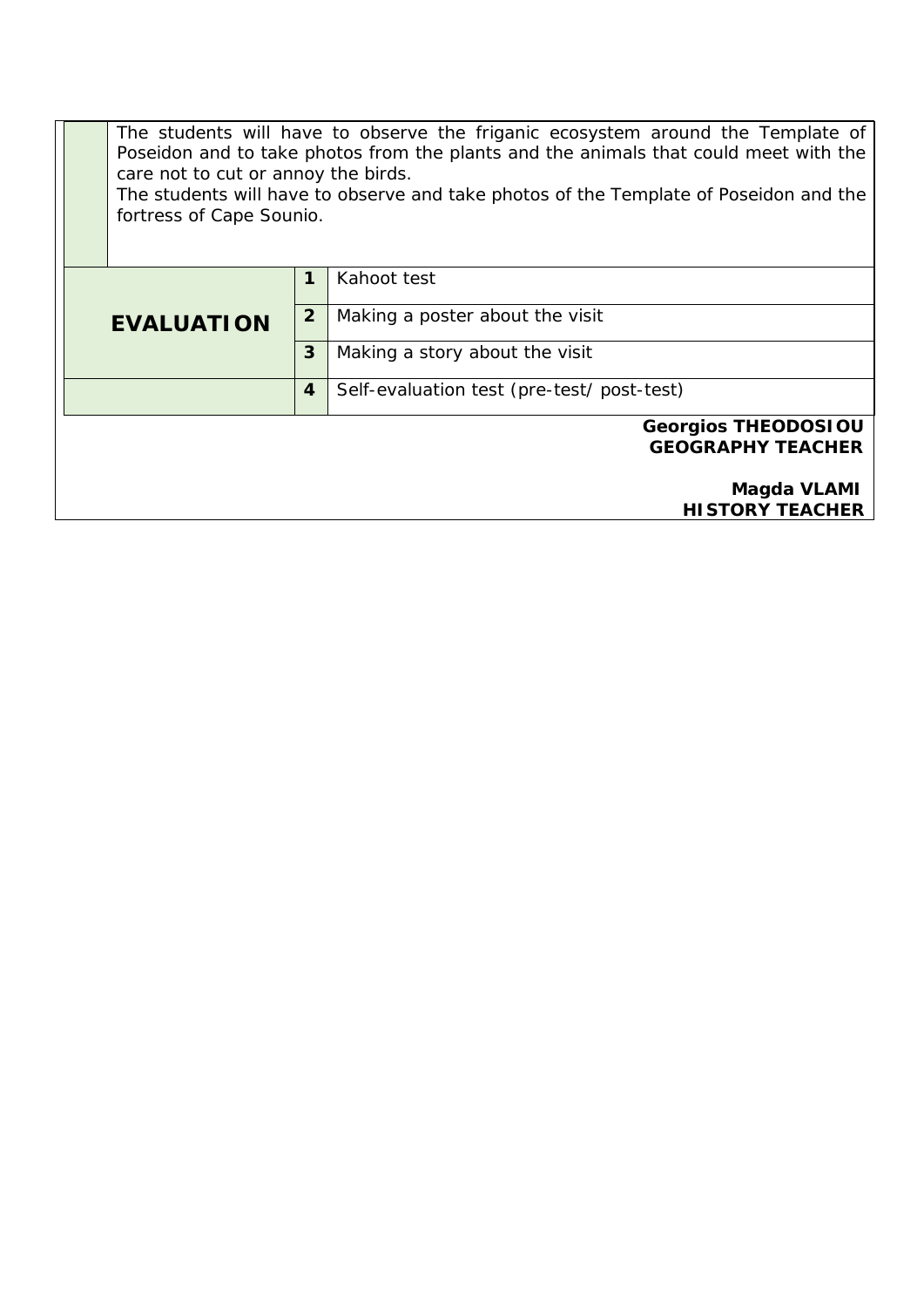| | |
|---|---|
| | The students will have to observe the friganic ecosystem around the Template of Poseidon and to take photos from the plants and the animals that could meet with the care not to cut or annoy the birds.<br>The students will have to observe and take photos of the Template of Poseidon and the fortress of Cape Sounio. |

| | | |
|---|---|---|
| **EVALUATION** | **1** | Kahoot test |
| | **2** | Making a poster about the visit |
| | **3** | Making a story about the visit |
| | **4** | Self-evaluation test (pre-test/ post-test) |

**Georgios THEODOSIOU**
**GEOGRAPHY TEACHER**

**Magda VLAMI**
**HISTORY TEACHER**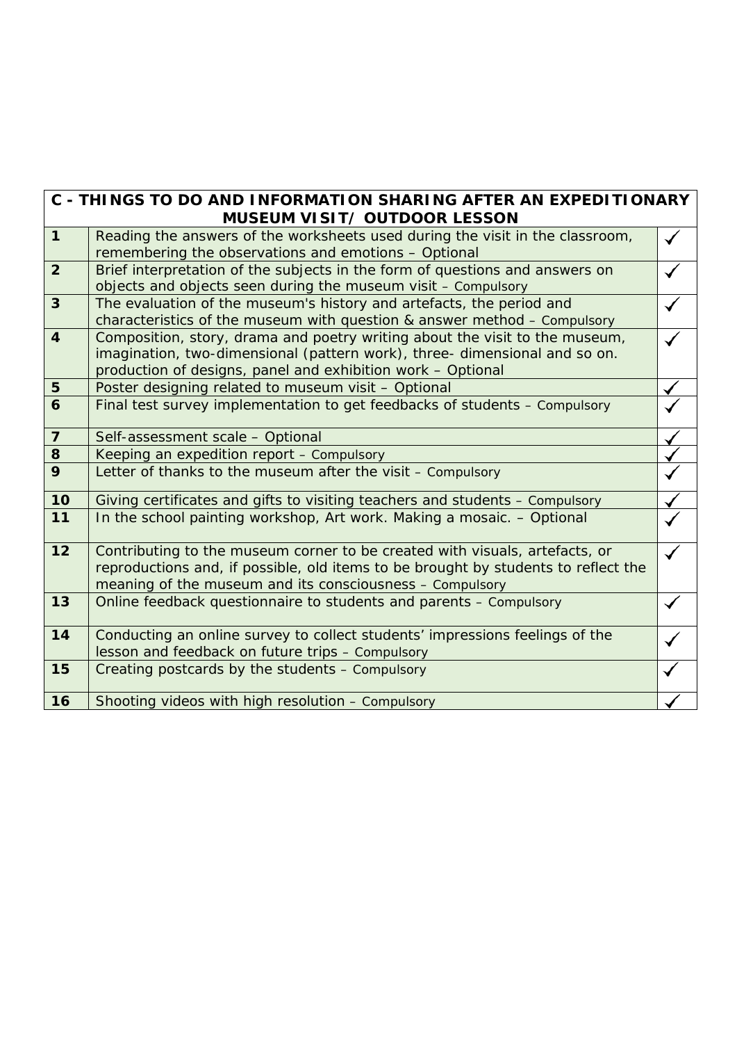| C - THINGS TO DO AND INFORMATION SHARING AFTER AN EXPEDITIONARY MUSEUM VISIT/ OUTDOOR LESSON | | |
|---|---|---|
| 1 | Reading the answers of the worksheets used during the visit in the classroom, remembering the observations and emotions – Optional | ✓ |
| 2 | Brief interpretation of the subjects in the form of questions and answers on objects and objects seen during the museum visit – Compulsory | ✓ |
| 3 | The evaluation of the museum's history and artefacts, the period and characteristics of the museum with question & answer method – Compulsory | ✓ |
| 4 | Composition, story, drama and poetry writing about the visit to the museum, imagination, two-dimensional (pattern work), three- dimensional and so on. production of designs, panel and exhibition work – Optional | ✓ |
| 5 | Poster designing related to museum visit – Optional | ✓ |
| 6 | Final test survey implementation to get feedbacks of students – Compulsory | ✓ |
| 7 | Self-assessment scale – Optional | ✓ |
| 8 | Keeping an expedition report – Compulsory | ✓ |
| 9 | Letter of thanks to the museum after the visit – Compulsory | ✓ |
| 10 | Giving certificates and gifts to visiting teachers and students – Compulsory | ✓ |
| 11 | In the school painting workshop, Art work. Making a mosaic. – Optional | ✓ |
| 12 | Contributing to the museum corner to be created with visuals, artefacts, or reproductions and, if possible, old items to be brought by students to reflect the meaning of the museum and its consciousness – Compulsory | ✓ |
| 13 | Online feedback questionnaire to students and parents – Compulsory | ✓ |
| 14 | Conducting an online survey to collect students' impressions feelings of the lesson and feedback on future trips – Compulsory | ✓ |
| 15 | Creating postcards by the students – Compulsory | ✓ |
| 16 | Shooting videos with high resolution – Compulsory | ✓ |